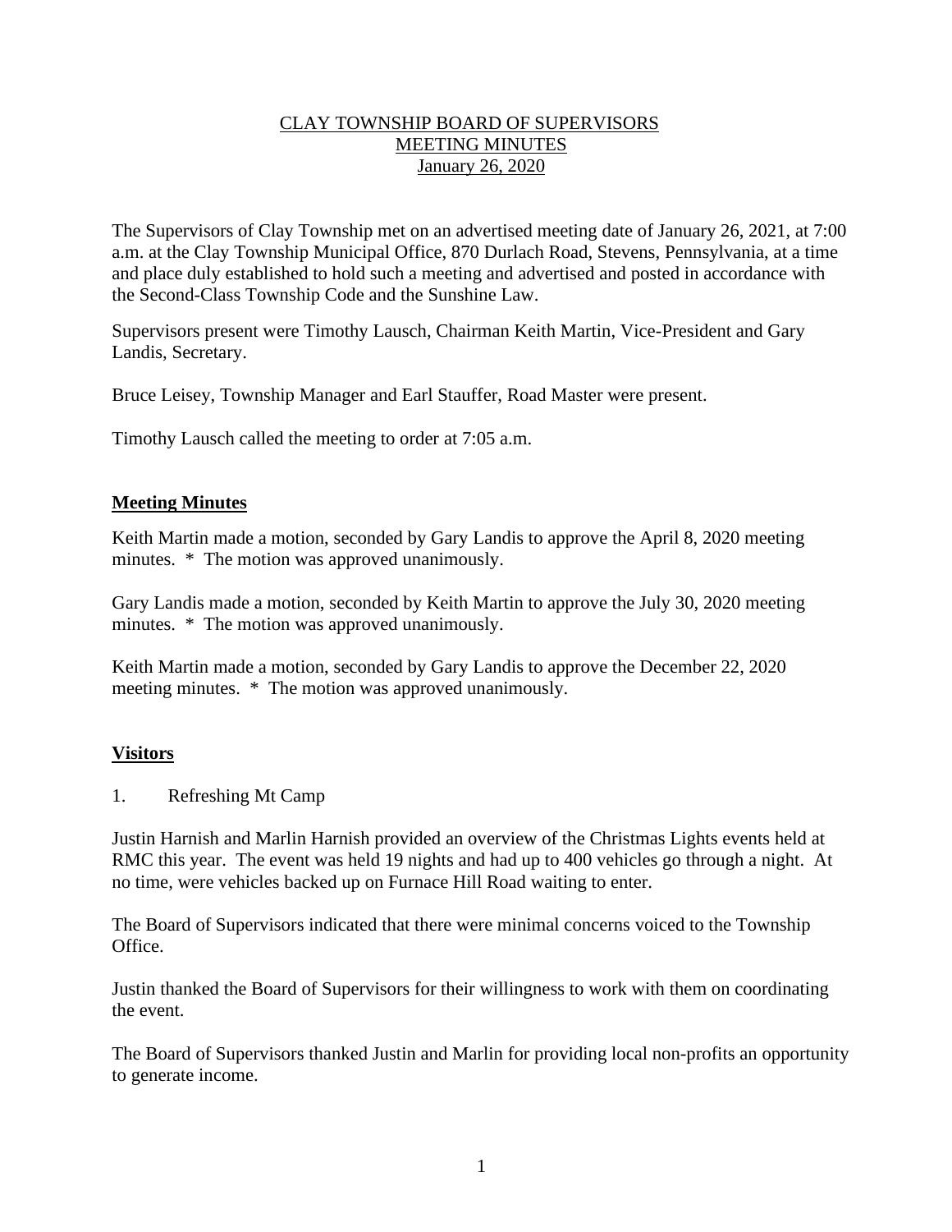# CLAY TOWNSHIP BOARD OF SUPERVISORS
## MEETING MINUTES
### January 26, 2020

The Supervisors of Clay Township met on an advertised meeting date of January 26, 2021, at 7:00 a.m. at the Clay Township Municipal Office, 870 Durlach Road, Stevens, Pennsylvania, at a time and place duly established to hold such a meeting and advertised and posted in accordance with the Second-Class Township Code and the Sunshine Law.

Supervisors present were Timothy Lausch, Chairman Keith Martin, Vice-President and Gary Landis, Secretary.

Bruce Leisey, Township Manager and Earl Stauffer, Road Master were present.

Timothy Lausch called the meeting to order at 7:05 a.m.

**Meeting Minutes**

Keith Martin made a motion, seconded by Gary Landis to approve the April 8, 2020 meeting minutes. * The motion was approved unanimously.

Gary Landis made a motion, seconded by Keith Martin to approve the July 30, 2020 meeting minutes. * The motion was approved unanimously.

Keith Martin made a motion, seconded by Gary Landis to approve the December 22, 2020 meeting minutes. * The motion was approved unanimously.

**Visitors**

1. Refreshing Mt Camp

Justin Harnish and Marlin Harnish provided an overview of the Christmas Lights events held at RMC this year. The event was held 19 nights and had up to 400 vehicles go through a night. At no time, were vehicles backed up on Furnace Hill Road waiting to enter.

The Board of Supervisors indicated that there were minimal concerns voiced to the Township Office.

Justin thanked the Board of Supervisors for their willingness to work with them on coordinating the event.

The Board of Supervisors thanked Justin and Marlin for providing local non-profits an opportunity to generate income.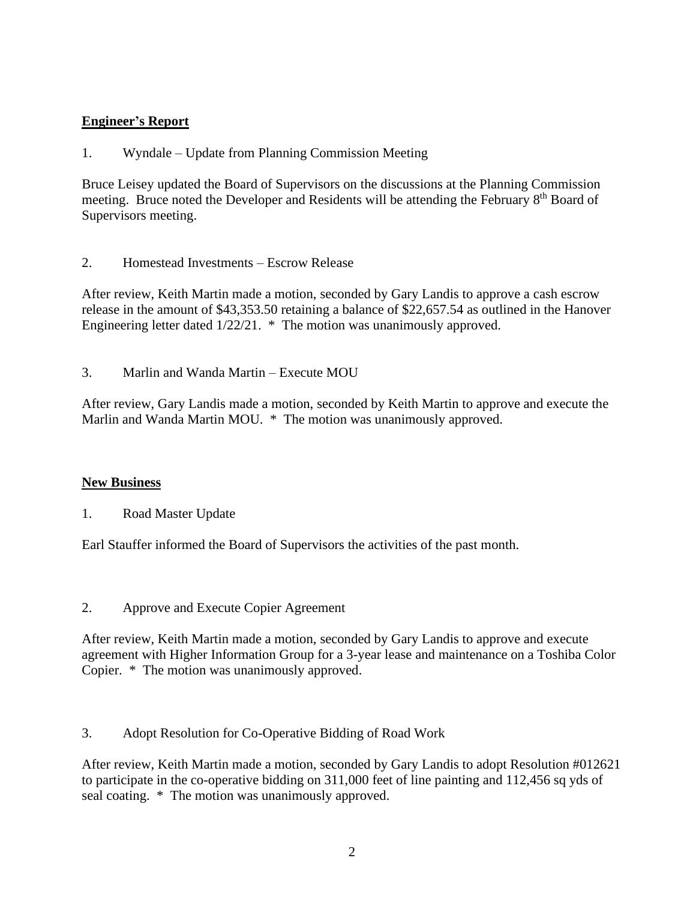## **Engineer's Report**

1. Wyndale – Update from Planning Commission Meeting

Bruce Leisey updated the Board of Supervisors on the discussions at the Planning Commission meeting. Bruce noted the Developer and Residents will be attending the February 8th Board of Supervisors meeting.

2. Homestead Investments – Escrow Release

After review, Keith Martin made a motion, seconded by Gary Landis to approve a cash escrow release in the amount of $43,353.50 retaining a balance of $22,657.54 as outlined in the Hanover Engineering letter dated 1/22/21. * The motion was unanimously approved.

3. Marlin and Wanda Martin – Execute MOU

After review, Gary Landis made a motion, seconded by Keith Martin to approve and execute the Marlin and Wanda Martin MOU. * The motion was unanimously approved.

## **New Business**

1. Road Master Update

Earl Stauffer informed the Board of Supervisors the activities of the past month.

2. Approve and Execute Copier Agreement

After review, Keith Martin made a motion, seconded by Gary Landis to approve and execute agreement with Higher Information Group for a 3-year lease and maintenance on a Toshiba Color Copier. * The motion was unanimously approved.

3. Adopt Resolution for Co-Operative Bidding of Road Work

After review, Keith Martin made a motion, seconded by Gary Landis to adopt Resolution #012621 to participate in the co-operative bidding on 311,000 feet of line painting and 112,456 sq yds of seal coating. * The motion was unanimously approved.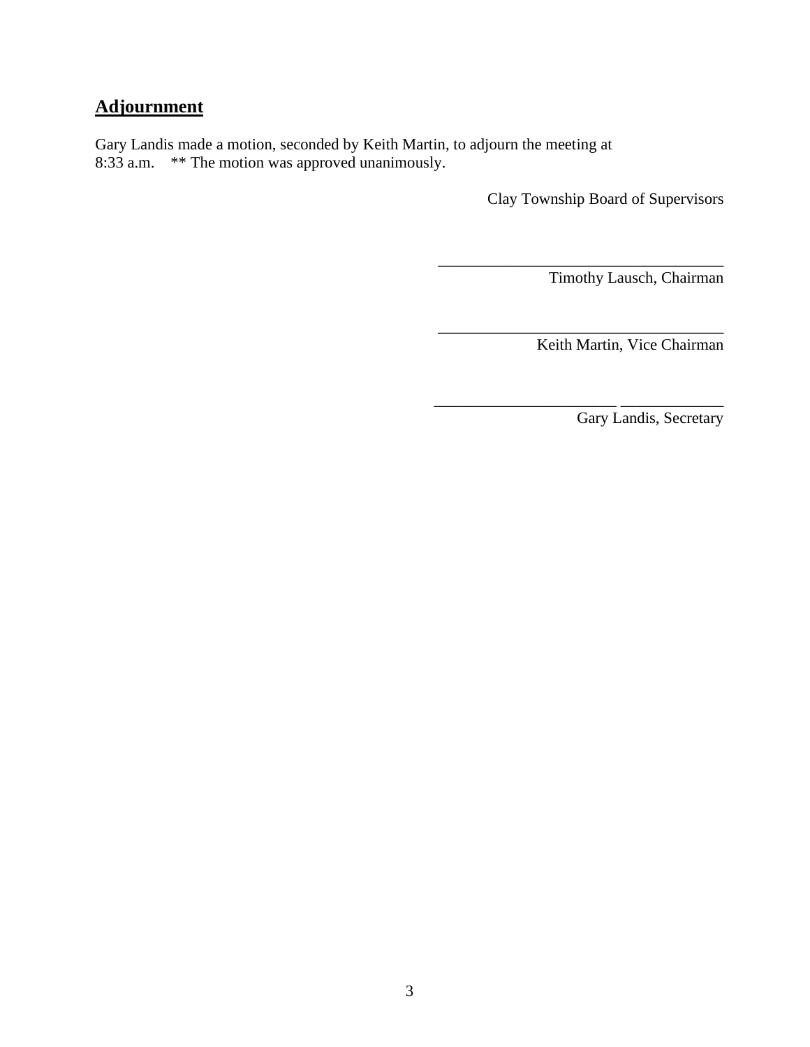## Adjournment

Gary Landis made a motion, seconded by Keith Martin, to adjourn the meeting at 8:33 a.m. ** The motion was approved unanimously.

Clay Township Board of Supervisors

_______________________________________
Timothy Lausch, Chairman

_______________________________________
Keith Martin, Vice Chairman

_______________________ _____________
Gary Landis, Secretary